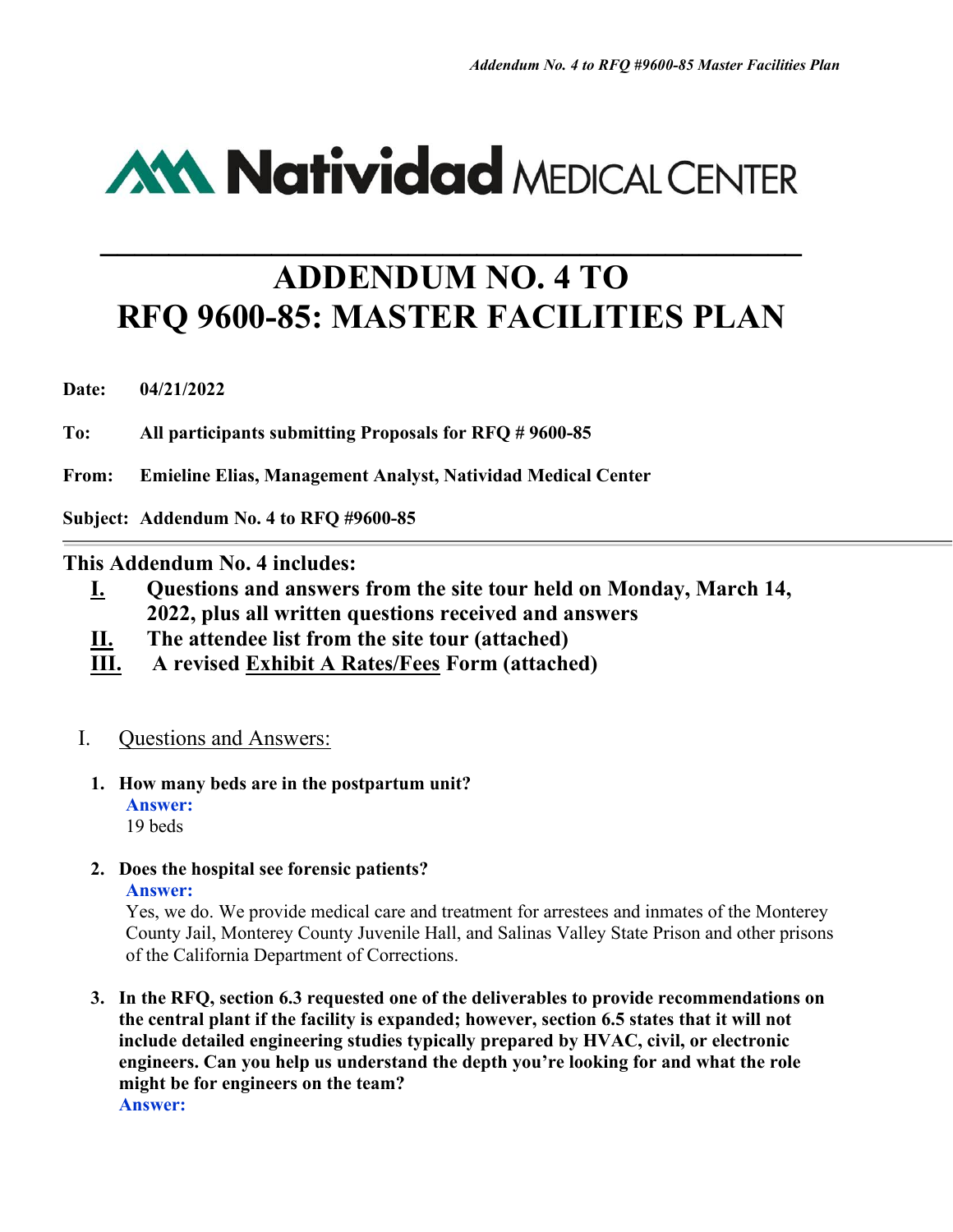# Natividad MEDICAL CENTER

# ADDENDUM NO. 4 TO RFQ 9600-85: MASTER FACILITIES PLAN

**Date:** 04/21/2022

**To:** All participants submitting Proposals for RFQ # 9600-85

**From:** Emieline Elias, Management Analyst, Natividad Medical Center

**Subject:** Addendum No. 4 to RFQ #9600-85

---

## This Addendum No. 4 includes:

- **I.** **Questions and answers from the site tour held on Monday, March 14, 2022, plus all written questions received and answers**
- **II.** **The attendee list from the site tour (attached)**
- **III.** **A revised Exhibit A Rates/Fees Form (attached)**

## I. Questions and Answers:

1. **How many beds are in the postpartum unit?**
   **Answer:**
   19 beds

2. **Does the hospital see forensic patients?**
   **Answer:**
   Yes, we do. We provide medical care and treatment for arrestees and inmates of the Monterey County Jail, Monterey County Juvenile Hall, and Salinas Valley State Prison and other prisons of the California Department of Corrections.

3. **In the RFQ, section 6.3 requested one of the deliverables to provide recommendations on the central plant if the facility is expanded; however, section 6.5 states that it will not include detailed engineering studies typically prepared by HVAC, civil, or electronic engineers. Can you help us understand the depth you're looking for and what the role might be for engineers on the team?**
   **Answer:**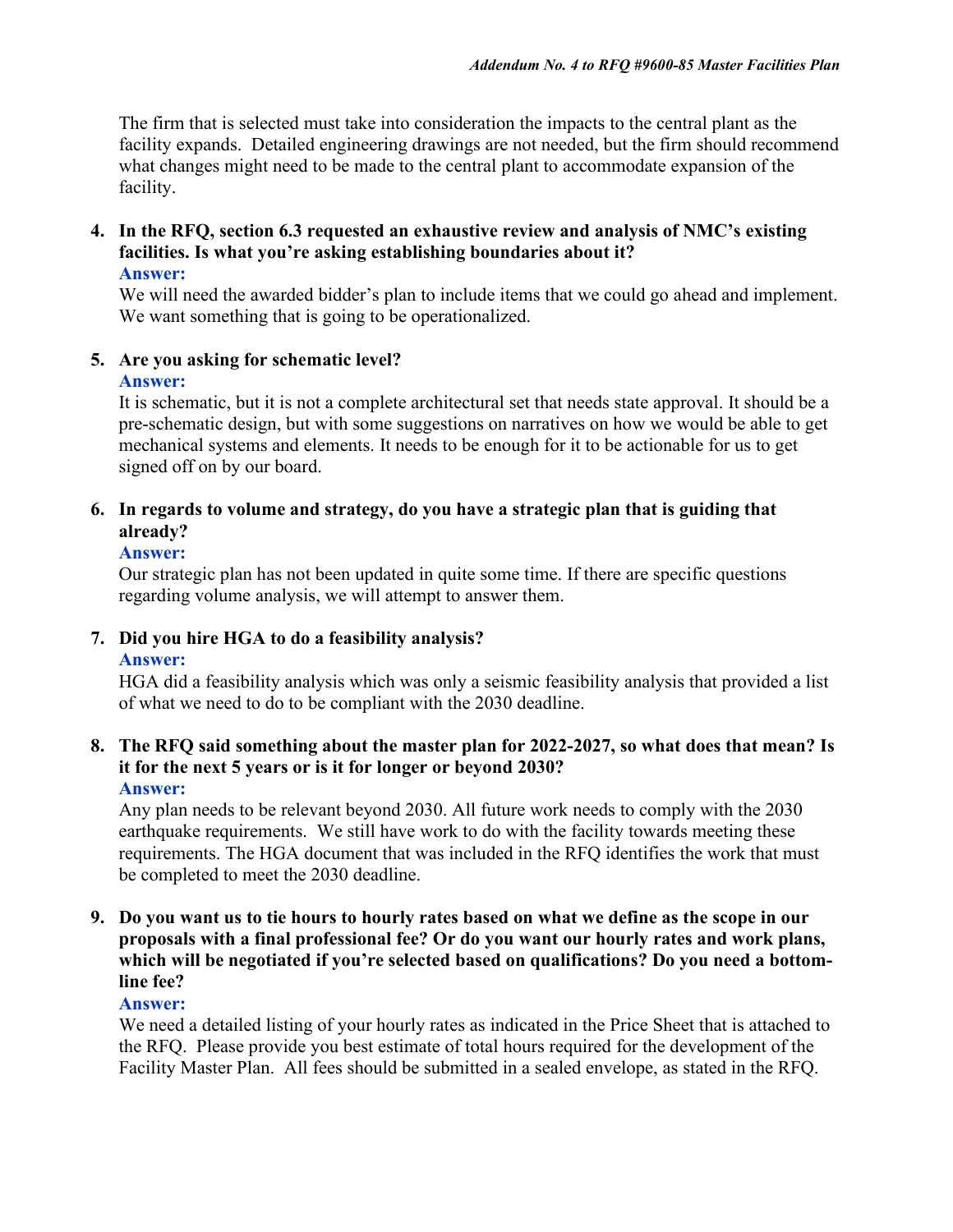The firm that is selected must take into consideration the impacts to the central plant as the facility expands. Detailed engineering drawings are not needed, but the firm should recommend what changes might need to be made to the central plant to accommodate expansion of the facility.

4. **In the RFQ, section 6.3 requested an exhaustive review and analysis of NMC's existing facilities. Is what you're asking establishing boundaries about it?**
   **Answer:**
   We will need the awarded bidder's plan to include items that we could go ahead and implement. We want something that is going to be operationalized.

5. **Are you asking for schematic level?**
   **Answer:**
   It is schematic, but it is not a complete architectural set that needs state approval. It should be a pre-schematic design, but with some suggestions on narratives on how we would be able to get mechanical systems and elements. It needs to be enough for it to be actionable for us to get signed off on by our board.

6. **In regards to volume and strategy, do you have a strategic plan that is guiding that already?**
   **Answer:**
   Our strategic plan has not been updated in quite some time. If there are specific questions regarding volume analysis, we will attempt to answer them.

7. **Did you hire HGA to do a feasibility analysis?**
   **Answer:**
   HGA did a feasibility analysis which was only a seismic feasibility analysis that provided a list of what we need to do to be compliant with the 2030 deadline.

8. **The RFQ said something about the master plan for 2022-2027, so what does that mean? Is it for the next 5 years or is it for longer or beyond 2030?**
   **Answer:**
   Any plan needs to be relevant beyond 2030. All future work needs to comply with the 2030 earthquake requirements. We still have work to do with the facility towards meeting these requirements. The HGA document that was included in the RFQ identifies the work that must be completed to meet the 2030 deadline.

9. **Do you want us to tie hours to hourly rates based on what we define as the scope in our proposals with a final professional fee? Or do you want our hourly rates and work plans, which will be negotiated if you're selected based on qualifications? Do you need a bottom-line fee?**
   **Answer:**
   We need a detailed listing of your hourly rates as indicated in the Price Sheet that is attached to the RFQ. Please provide you best estimate of total hours required for the development of the Facility Master Plan. All fees should be submitted in a sealed envelope, as stated in the RFQ.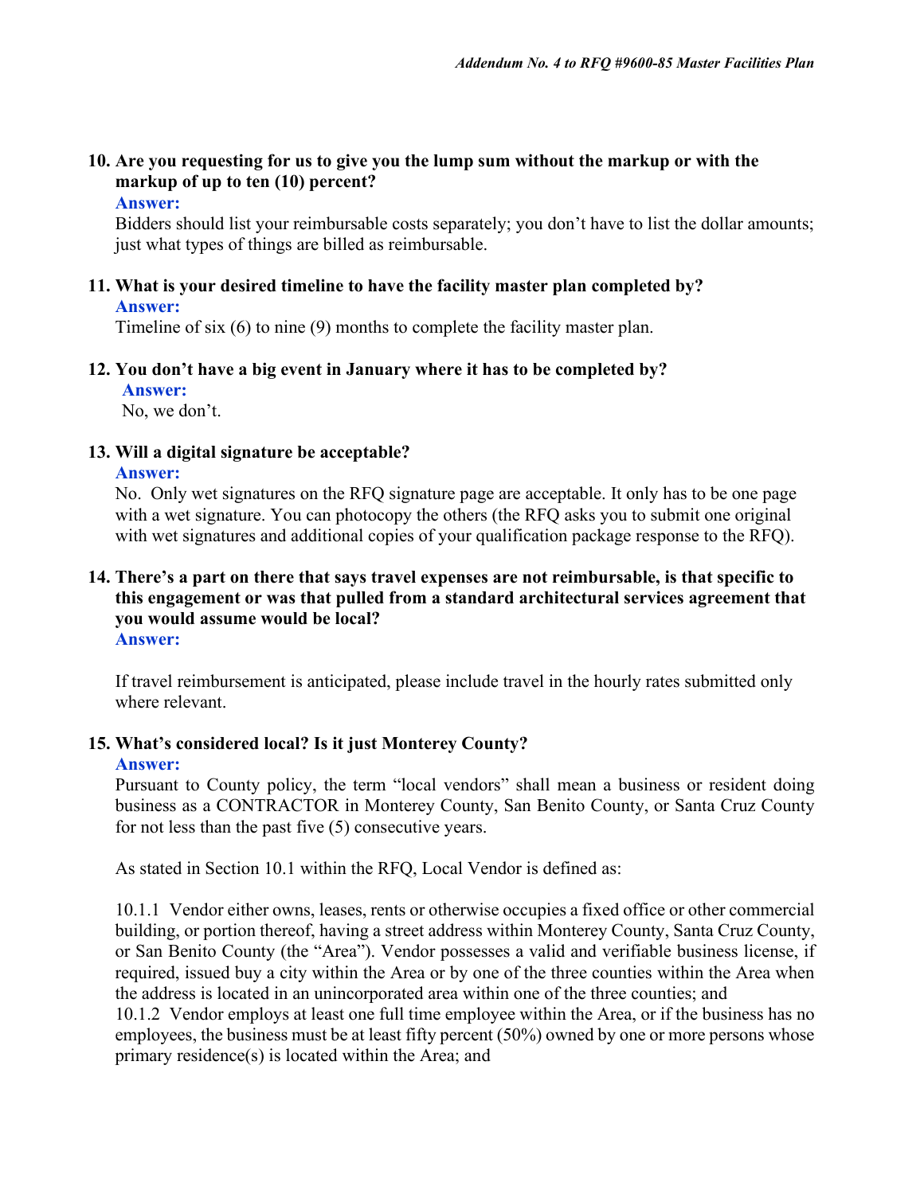**10. Are you requesting for us to give you the lump sum without the markup or with the markup of up to ten (10) percent?**

**Answer:**

Bidders should list your reimbursable costs separately; you don't have to list the dollar amounts; just what types of things are billed as reimbursable.

**11. What is your desired timeline to have the facility master plan completed by?**

**Answer:**

Timeline of six (6) to nine (9) months to complete the facility master plan.

**12. You don't have a big event in January where it has to be completed by?**

**Answer:**

No, we don't.

**13. Will a digital signature be acceptable?**

**Answer:**

No. Only wet signatures on the RFQ signature page are acceptable. It only has to be one page with a wet signature. You can photocopy the others (the RFQ asks you to submit one original with wet signatures and additional copies of your qualification package response to the RFQ).

**14. There's a part on there that says travel expenses are not reimbursable, is that specific to this engagement or was that pulled from a standard architectural services agreement that you would assume would be local?**

**Answer:**

If travel reimbursement is anticipated, please include travel in the hourly rates submitted only where relevant.

**15. What's considered local? Is it just Monterey County?**

**Answer:**

Pursuant to County policy, the term "local vendors" shall mean a business or resident doing business as a CONTRACTOR in Monterey County, San Benito County, or Santa Cruz County for not less than the past five (5) consecutive years.

As stated in Section 10.1 within the RFQ, Local Vendor is defined as:

10.1.1 Vendor either owns, leases, rents or otherwise occupies a fixed office or other commercial building, or portion thereof, having a street address within Monterey County, Santa Cruz County, or San Benito County (the "Area"). Vendor possesses a valid and verifiable business license, if required, issued buy a city within the Area or by one of the three counties within the Area when the address is located in an unincorporated area within one of the three counties; and

10.1.2 Vendor employs at least one full time employee within the Area, or if the business has no employees, the business must be at least fifty percent (50%) owned by one or more persons whose primary residence(s) is located within the Area; and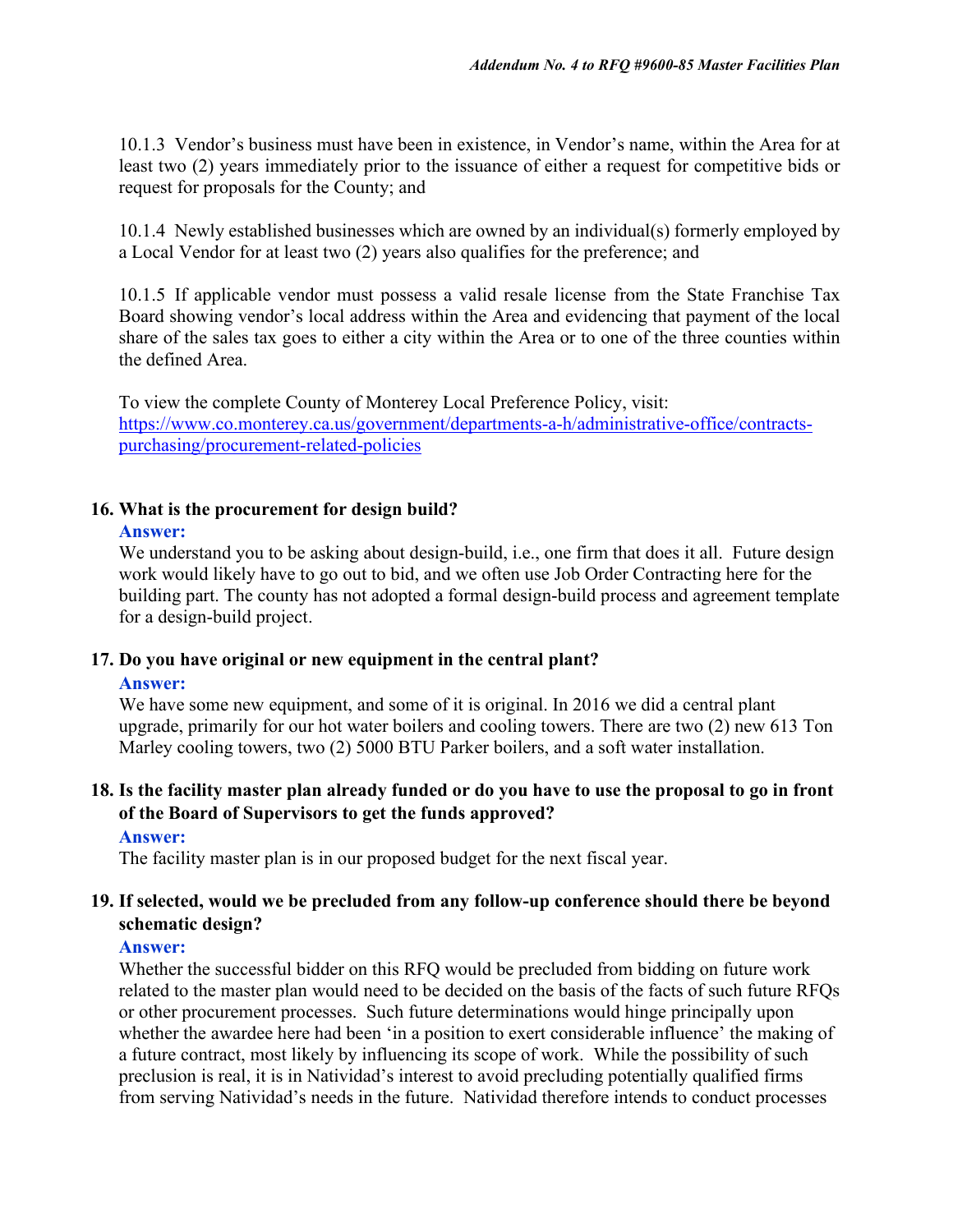10.1.3 Vendor's business must have been in existence, in Vendor's name, within the Area for at least two (2) years immediately prior to the issuance of either a request for competitive bids or request for proposals for the County; and

10.1.4 Newly established businesses which are owned by an individual(s) formerly employed by a Local Vendor for at least two (2) years also qualifies for the preference; and

10.1.5 If applicable vendor must possess a valid resale license from the State Franchise Tax Board showing vendor's local address within the Area and evidencing that payment of the local share of the sales tax goes to either a city within the Area or to one of the three counties within the defined Area.

To view the complete County of Monterey Local Preference Policy, visit:
[https://www.co.monterey.ca.us/government/departments-a-h/administrative-office/contracts-purchasing/procurement-related-policies](https://www.co.monterey.ca.us/government/departments-a-h/administrative-office/contracts-purchasing/procurement-related-policies)

**16. What is the procurement for design build?**

**Answer:**
We understand you to be asking about design-build, i.e., one firm that does it all. Future design work would likely have to go out to bid, and we often use Job Order Contracting here for the building part. The county has not adopted a formal design-build process and agreement template for a design-build project.

**17. Do you have original or new equipment in the central plant?**

**Answer:**
We have some new equipment, and some of it is original. In 2016 we did a central plant upgrade, primarily for our hot water boilers and cooling towers. There are two (2) new 613 Ton Marley cooling towers, two (2) 5000 BTU Parker boilers, and a soft water installation.

**18. Is the facility master plan already funded or do you have to use the proposal to go in front of the Board of Supervisors to get the funds approved?**

**Answer:**
The facility master plan is in our proposed budget for the next fiscal year.

**19. If selected, would we be precluded from any follow-up conference should there be beyond schematic design?**

**Answer:**
Whether the successful bidder on this RFQ would be precluded from bidding on future work related to the master plan would need to be decided on the basis of the facts of such future RFQs or other procurement processes. Such future determinations would hinge principally upon whether the awardee here had been 'in a position to exert considerable influence' the making of a future contract, most likely by influencing its scope of work. While the possibility of such preclusion is real, it is in Natividad's interest to avoid precluding potentially qualified firms from serving Natividad's needs in the future. Natividad therefore intends to conduct processes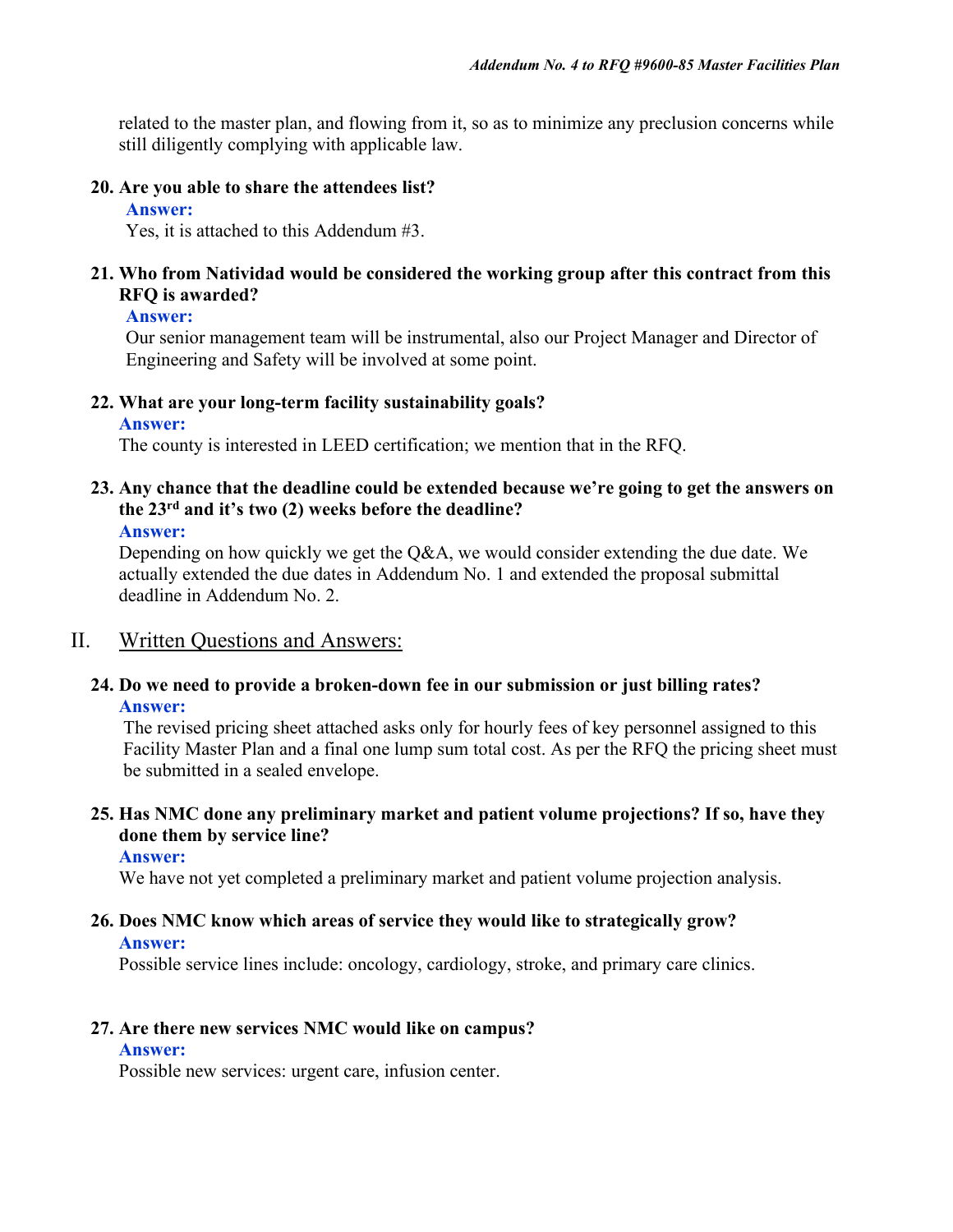related to the master plan, and flowing from it, so as to minimize any preclusion concerns while still diligently complying with applicable law.

**20. Are you able to share the attendees list?**

**Answer:**

Yes, it is attached to this Addendum #3.

**21. Who from Natividad would be considered the working group after this contract from this RFQ is awarded?**

**Answer:**

Our senior management team will be instrumental, also our Project Manager and Director of Engineering and Safety will be involved at some point.

**22. What are your long-term facility sustainability goals?**

**Answer:**

The county is interested in LEED certification; we mention that in the RFQ.

**23. Any chance that the deadline could be extended because we're going to get the answers on the 23rd and it's two (2) weeks before the deadline?**

**Answer:**

Depending on how quickly we get the Q&A, we would consider extending the due date. We actually extended the due dates in Addendum No. 1 and extended the proposal submittal deadline in Addendum No. 2.

## II. Written Questions and Answers:

**24. Do we need to provide a broken-down fee in our submission or just billing rates?**

**Answer:**

The revised pricing sheet attached asks only for hourly fees of key personnel assigned to this Facility Master Plan and a final one lump sum total cost. As per the RFQ the pricing sheet must be submitted in a sealed envelope.

**25. Has NMC done any preliminary market and patient volume projections? If so, have they done them by service line?**

**Answer:**

We have not yet completed a preliminary market and patient volume projection analysis.

**26. Does NMC know which areas of service they would like to strategically grow?**

**Answer:**

Possible service lines include: oncology, cardiology, stroke, and primary care clinics.

**27. Are there new services NMC would like on campus?**

**Answer:**

Possible new services: urgent care, infusion center.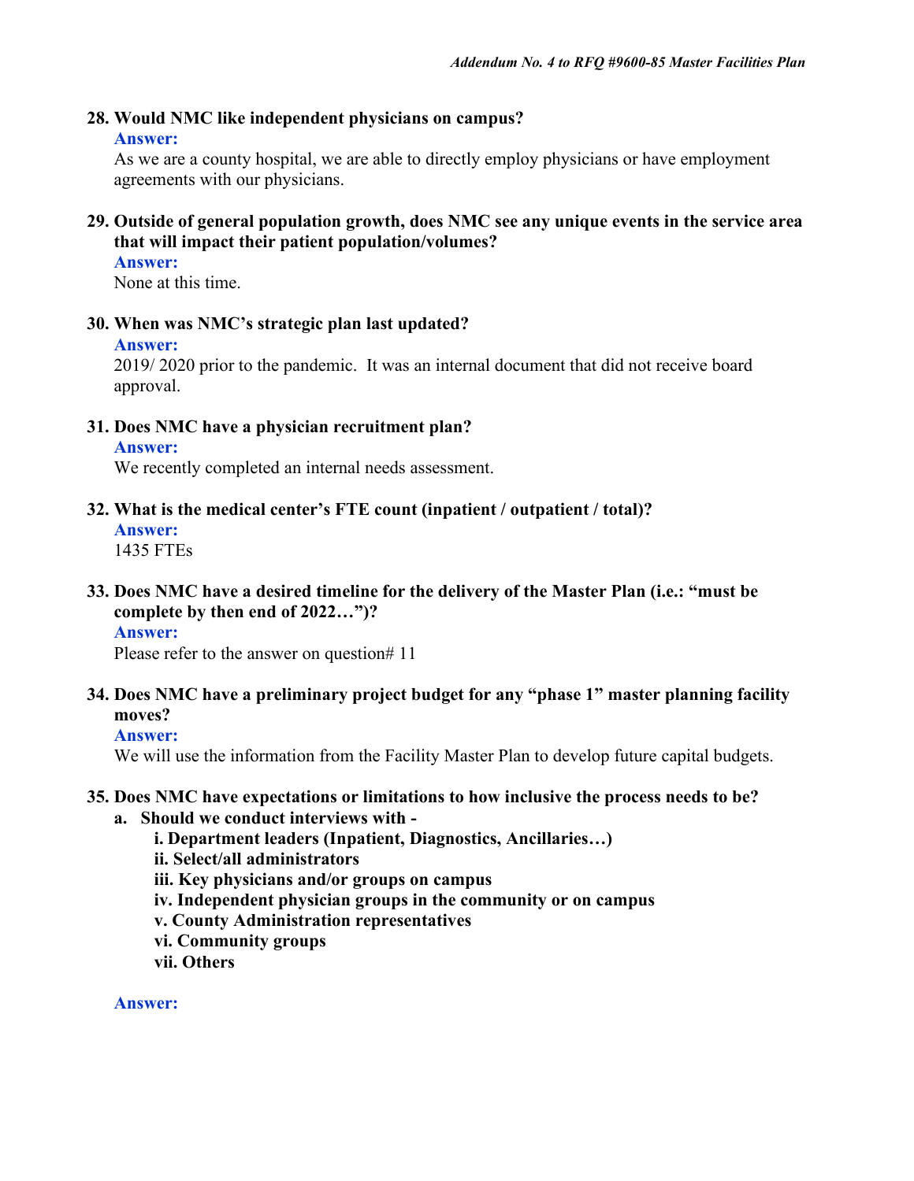**28. Would NMC like independent physicians on campus?**

**Answer:**

As we are a county hospital, we are able to directly employ physicians or have employment agreements with our physicians.

**29. Outside of general population growth, does NMC see any unique events in the service area that will impact their patient population/volumes?**

**Answer:**

None at this time.

**30. When was NMC's strategic plan last updated?**

**Answer:**

2019/ 2020 prior to the pandemic. It was an internal document that did not receive board approval.

**31. Does NMC have a physician recruitment plan?**

**Answer:**

We recently completed an internal needs assessment.

**32. What is the medical center's FTE count (inpatient / outpatient / total)?**

**Answer:**

1435 FTEs

**33. Does NMC have a desired timeline for the delivery of the Master Plan (i.e.: "must be complete by then end of 2022…")?**

**Answer:**

Please refer to the answer on question# 11

**34. Does NMC have a preliminary project budget for any "phase 1" master planning facility moves?**

**Answer:**

We will use the information from the Facility Master Plan to develop future capital budgets.

**35. Does NMC have expectations or limitations to how inclusive the process needs to be?**

**a. Should we conduct interviews with -**

**i. Department leaders (Inpatient, Diagnostics, Ancillaries…)**

**ii. Select/all administrators**

**iii. Key physicians and/or groups on campus**

**iv. Independent physician groups in the community or on campus**

**v. County Administration representatives**

**vi. Community groups**

**vii. Others**

**Answer:**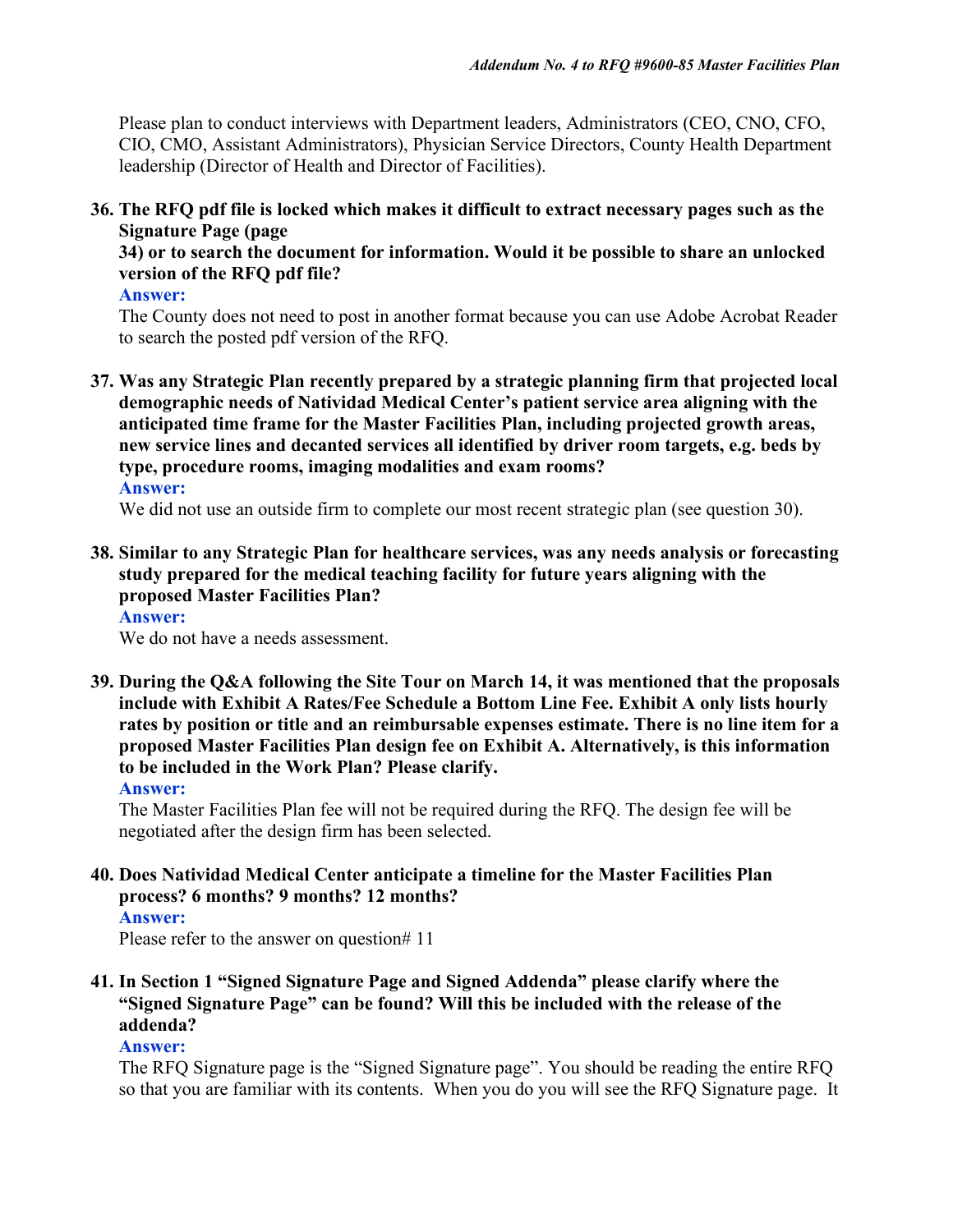Please plan to conduct interviews with Department leaders, Administrators (CEO, CNO, CFO, CIO, CMO, Assistant Administrators), Physician Service Directors, County Health Department leadership (Director of Health and Director of Facilities).

**36. The RFQ pdf file is locked which makes it difficult to extract necessary pages such as the Signature Page (page 34) or to search the document for information. Would it be possible to share an unlocked version of the RFQ pdf file?**

**Answer:**

The County does not need to post in another format because you can use Adobe Acrobat Reader to search the posted pdf version of the RFQ.

**37. Was any Strategic Plan recently prepared by a strategic planning firm that projected local demographic needs of Natividad Medical Center's patient service area aligning with the anticipated time frame for the Master Facilities Plan, including projected growth areas, new service lines and decanted services all identified by driver room targets, e.g. beds by type, procedure rooms, imaging modalities and exam rooms?**

**Answer:**

We did not use an outside firm to complete our most recent strategic plan (see question 30).

**38. Similar to any Strategic Plan for healthcare services, was any needs analysis or forecasting study prepared for the medical teaching facility for future years aligning with the proposed Master Facilities Plan?**

**Answer:**

We do not have a needs assessment.

**39. During the Q&A following the Site Tour on March 14, it was mentioned that the proposals include with Exhibit A Rates/Fee Schedule a Bottom Line Fee. Exhibit A only lists hourly rates by position or title and an reimbursable expenses estimate. There is no line item for a proposed Master Facilities Plan design fee on Exhibit A. Alternatively, is this information to be included in the Work Plan? Please clarify.**

**Answer:**

The Master Facilities Plan fee will not be required during the RFQ. The design fee will be negotiated after the design firm has been selected.

**40. Does Natividad Medical Center anticipate a timeline for the Master Facilities Plan process? 6 months? 9 months? 12 months?**

**Answer:**

Please refer to the answer on question# 11

**41. In Section 1 "Signed Signature Page and Signed Addenda" please clarify where the "Signed Signature Page" can be found? Will this be included with the release of the addenda?**

**Answer:**

The RFQ Signature page is the "Signed Signature page". You should be reading the entire RFQ so that you are familiar with its contents. When you do you will see the RFQ Signature page. It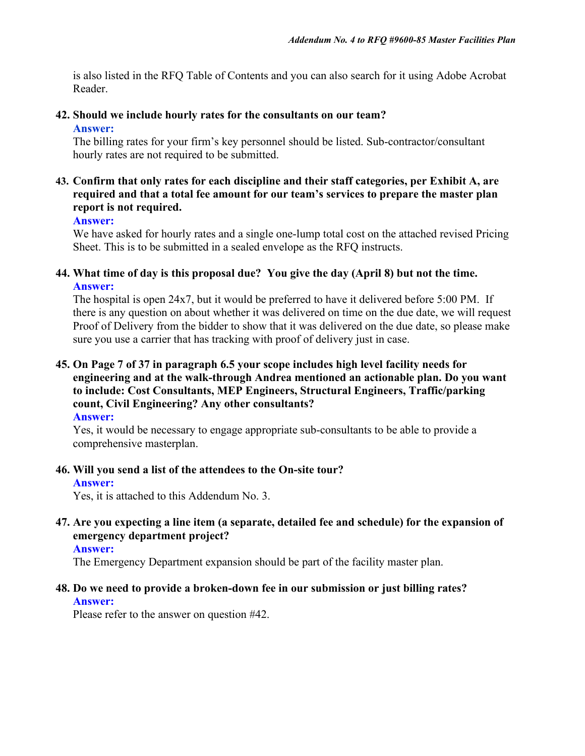is also listed in the RFQ Table of Contents and you can also search for it using Adobe Acrobat Reader.

**42. Should we include hourly rates for the consultants on our team?**

**Answer:**

The billing rates for your firm's key personnel should be listed. Sub-contractor/consultant hourly rates are not required to be submitted.

**43. Confirm that only rates for each discipline and their staff categories, per Exhibit A, are required and that a total fee amount for our team's services to prepare the master plan report is not required.**

**Answer:**

We have asked for hourly rates and a single one-lump total cost on the attached revised Pricing Sheet. This is to be submitted in a sealed envelope as the RFQ instructs.

**44. What time of day is this proposal due? You give the day (April 8) but not the time.**

**Answer:**

The hospital is open 24x7, but it would be preferred to have it delivered before 5:00 PM. If there is any question on about whether it was delivered on time on the due date, we will request Proof of Delivery from the bidder to show that it was delivered on the due date, so please make sure you use a carrier that has tracking with proof of delivery just in case.

**45. On Page 7 of 37 in paragraph 6.5 your scope includes high level facility needs for engineering and at the walk-through Andrea mentioned an actionable plan. Do you want to include: Cost Consultants, MEP Engineers, Structural Engineers, Traffic/parking count, Civil Engineering? Any other consultants?**

**Answer:**

Yes, it would be necessary to engage appropriate sub-consultants to be able to provide a comprehensive masterplan.

**46. Will you send a list of the attendees to the On-site tour?**

**Answer:**

Yes, it is attached to this Addendum No. 3.

**47. Are you expecting a line item (a separate, detailed fee and schedule) for the expansion of emergency department project?**

**Answer:**

The Emergency Department expansion should be part of the facility master plan.

**48. Do we need to provide a broken-down fee in our submission or just billing rates?**

**Answer:**

Please refer to the answer on question #42.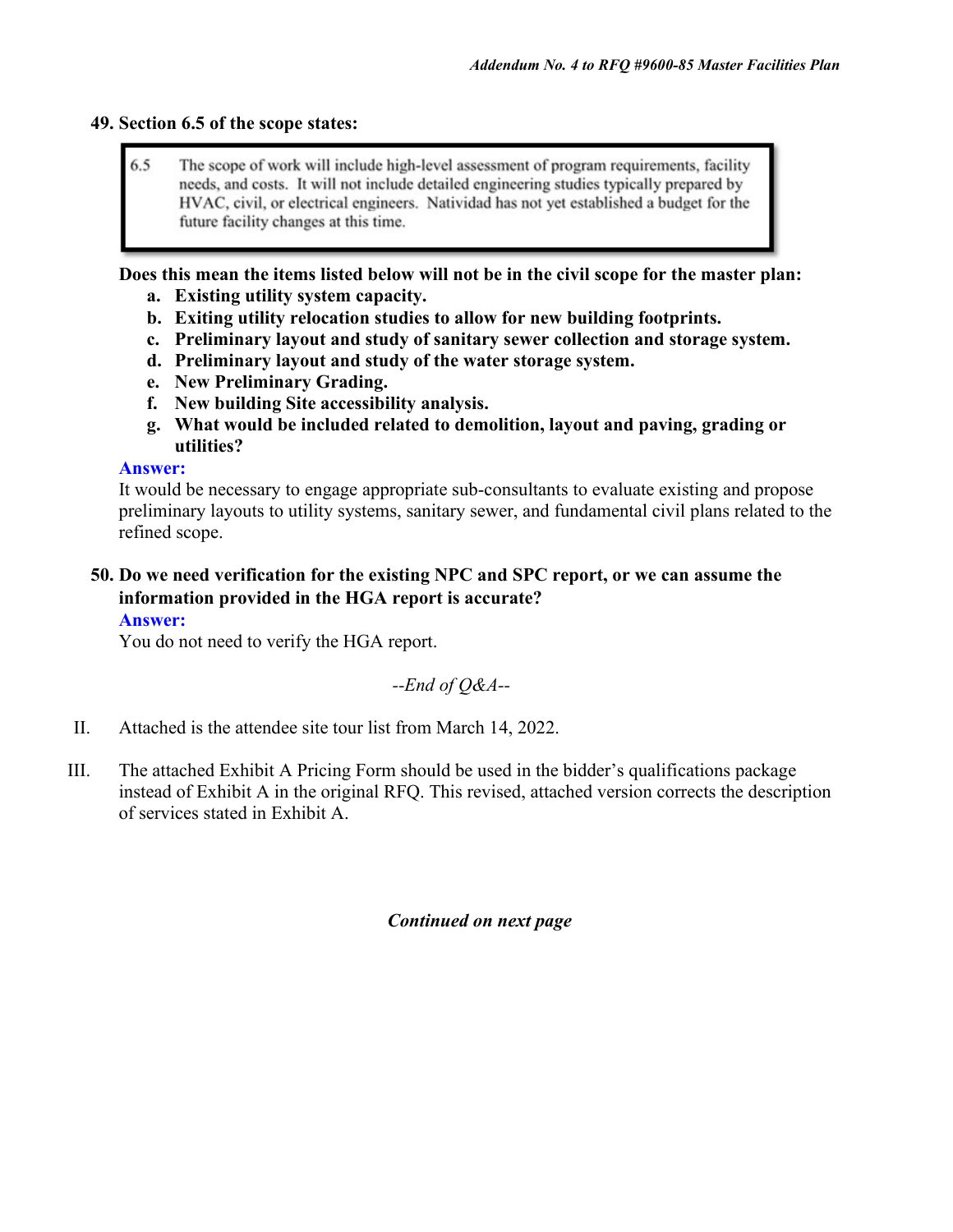**49. Section 6.5 of the scope states:**

> 6.5 The scope of work will include high-level assessment of program requirements, facility needs, and costs. It will not include detailed engineering studies typically prepared by HVAC, civil, or electrical engineers. Natividad has not yet established a budget for the future facility changes at this time.

**Does this mean the items listed below will not be in the civil scope for the master plan:**

- **a. Existing utility system capacity.**
- **b. Exiting utility relocation studies to allow for new building footprints.**
- **c. Preliminary layout and study of sanitary sewer collection and storage system.**
- **d. Preliminary layout and study of the water storage system.**
- **e. New Preliminary Grading.**
- **f. New building Site accessibility analysis.**
- **g. What would be included related to demolition, layout and paving, grading or utilities?**

**Answer:**
It would be necessary to engage appropriate sub-consultants to evaluate existing and propose preliminary layouts to utility systems, sanitary sewer, and fundamental civil plans related to the refined scope.

**50. Do we need verification for the existing NPC and SPC report, or we can assume the information provided in the HGA report is accurate?**

**Answer:**
You do not need to verify the HGA report.

*--End of Q&A--*

II. Attached is the attendee site tour list from March 14, 2022.

III. The attached Exhibit A Pricing Form should be used in the bidder's qualifications package instead of Exhibit A in the original RFQ. This revised, attached version corrects the description of services stated in Exhibit A.

***Continued on next page***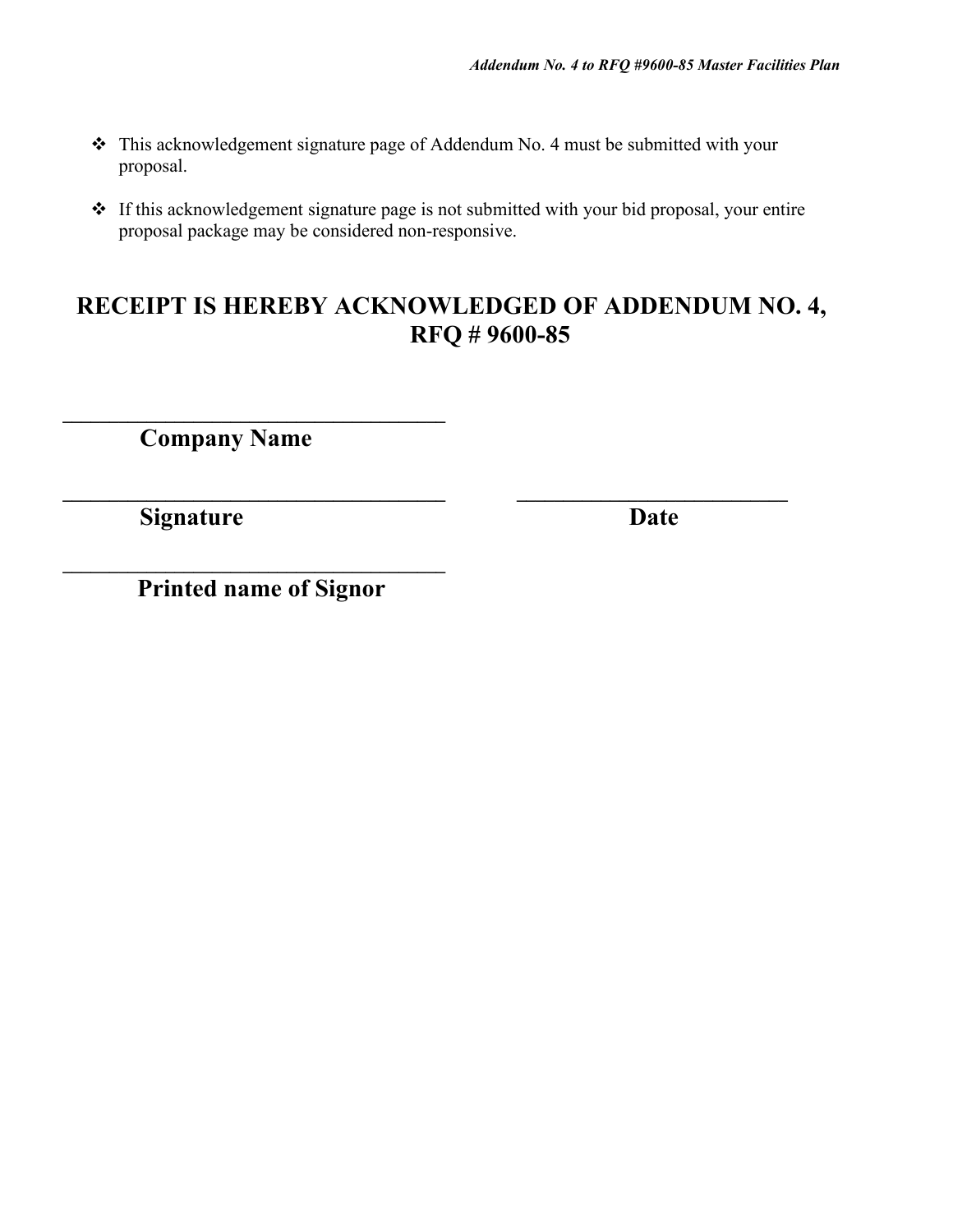- This acknowledgement signature page of Addendum No. 4 must be submitted with your proposal.

- If this acknowledgement signature page is not submitted with your bid proposal, your entire proposal package may be considered non-responsive.

## RECEIPT IS HEREBY ACKNOWLEDGED OF ADDENDUM NO. 4, RFQ # 9600-85

\_\_\_\_\_\_\_\_\_\_\_\_\_\_\_\_\_\_\_\_\_\_\_\_\_\_\_\_\_\_\_\_\_\_\_

**Company Name**

\_\_\_\_\_\_\_\_\_\_\_\_\_\_\_\_\_\_\_\_\_\_\_\_\_\_\_\_\_\_\_\_\_\_\_ \_\_\_\_\_\_\_\_\_\_\_\_\_\_\_\_\_\_\_\_\_\_\_\_\_

**Signature** **Date**

\_\_\_\_\_\_\_\_\_\_\_\_\_\_\_\_\_\_\_\_\_\_\_\_\_\_\_\_\_\_\_\_\_\_\_

**Printed name of Signor**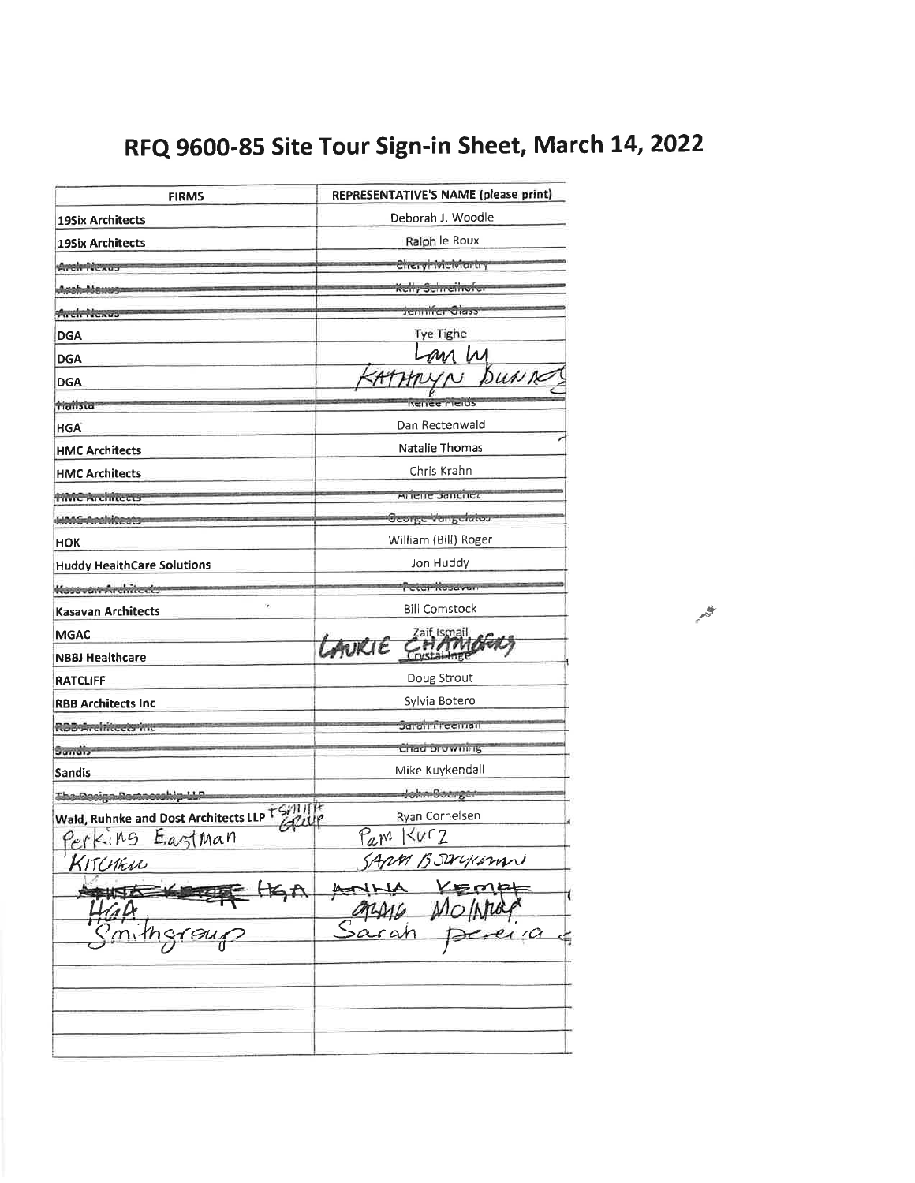# RFQ 9600-85 Site Tour Sign-in Sheet, March 14, 2022

| FIRMS | REPRESENTATIVE'S NAME (please print) |
|---|---|
| 19Six Architects | Deborah J. Woodle |
| 19Six Architects | Ralph le Roux |
| ~~Arch Nexus~~ | ~~Cheryl McMurtry~~ |
| ~~Arch Nexus~~ | ~~Kelly Schreihofer~~ |
| ~~Arch Nexus~~ | ~~Jennifer Glass~~ |
| DGA | Tye Tighe |
| DGA | Lam W |
| DGA | KATHRYN BURNS |
| ~~Hallsta~~ | ~~Renee Fields~~ |
| HGA | Dan Rectenwald |
| HMC Architects | Natalie Thomas |
| HMC Architects | Chris Krahn |
| ~~HMC Architects~~ | ~~Arlene Sanchez~~ |
| ~~HMC Architects~~ | ~~George Vangelatos~~ |
| HOK | William (Bill) Roger |
| Huddy HealthCare Solutions | Jon Huddy |
| ~~Kasavan Architects~~ | ~~Peter Kasavan~~ |
| Kasavan Architects | Bill Comstock |
| MGAC | Zaif Ismail |
| NBBJ Healthcare | ~~Crystal Inge~~ LAURIE CHAMBERS |
| RATCLIFF | Doug Strout |
| RBB Architects Inc | Sylvia Botero |
| ~~RBB Architects Inc~~ | ~~Sarah Freeman~~ |
| ~~Sandis~~ | ~~Chad Browning~~ |
| Sandis | Mike Kuykendall |
| ~~The Design Partnership LLP~~ | ~~John Boerger~~ |
| Wald, Ruhnke and Dost Architects LLP + SMITH GROUP | Ryan Cornelsen |
| Perkins Eastman | Pam Kurz |
| KITCHELL | SARAH BSRYLOMAN |
| ~~ANNA KEMEL~~ HGA | ANNA KEMEL |
| HGA | CRAIG MOLNAR |
| Smithgroup | Sarah Pereira |
| | |
| | |
| | |
| | |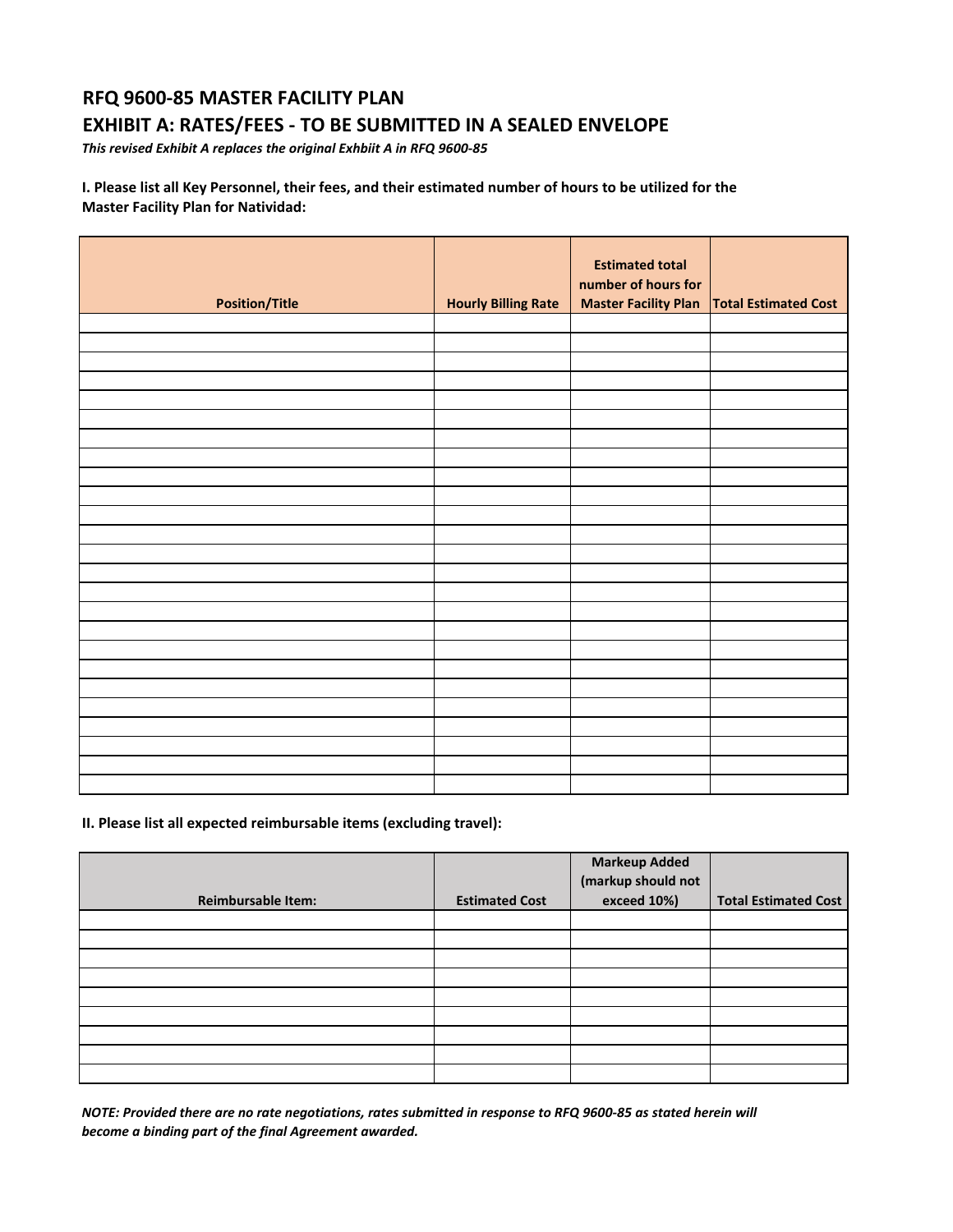# RFQ 9600-85 MASTER FACILITY PLAN

## EXHIBIT A: RATES/FEES - TO BE SUBMITTED IN A SEALED ENVELOPE

*This revised Exhibit A replaces the original Exhbiit A in RFQ 9600-85*

**I. Please list all Key Personnel, their fees, and their estimated number of hours to be utilized for the Master Facility Plan for Natividad:**

| Position/Title | Hourly Billing Rate | Estimated total number of hours for Master Facility Plan | Total Estimated Cost |
|---|---|---|---|
| | | | |
| | | | |
| | | | |
| | | | |
| | | | |
| | | | |
| | | | |
| | | | |
| | | | |
| | | | |
| | | | |
| | | | |
| | | | |
| | | | |
| | | | |
| | | | |
| | | | |
| | | | |
| | | | |
| | | | |
| | | | |
| | | | |
| | | | |
| | | | |
| | | | |

**II. Please list all expected reimbursable items (excluding travel):**

| Reimbursable Item: | Estimated Cost | Markeup Added (markup should not exceed 10%) | Total Estimated Cost |
|---|---|---|---|
| | | | |
| | | | |
| | | | |
| | | | |
| | | | |
| | | | |
| | | | |
| | | | |
| | | | |

***NOTE: Provided there are no rate negotiations, rates submitted in response to RFQ 9600-85 as stated herein will become a binding part of the final Agreement awarded.***